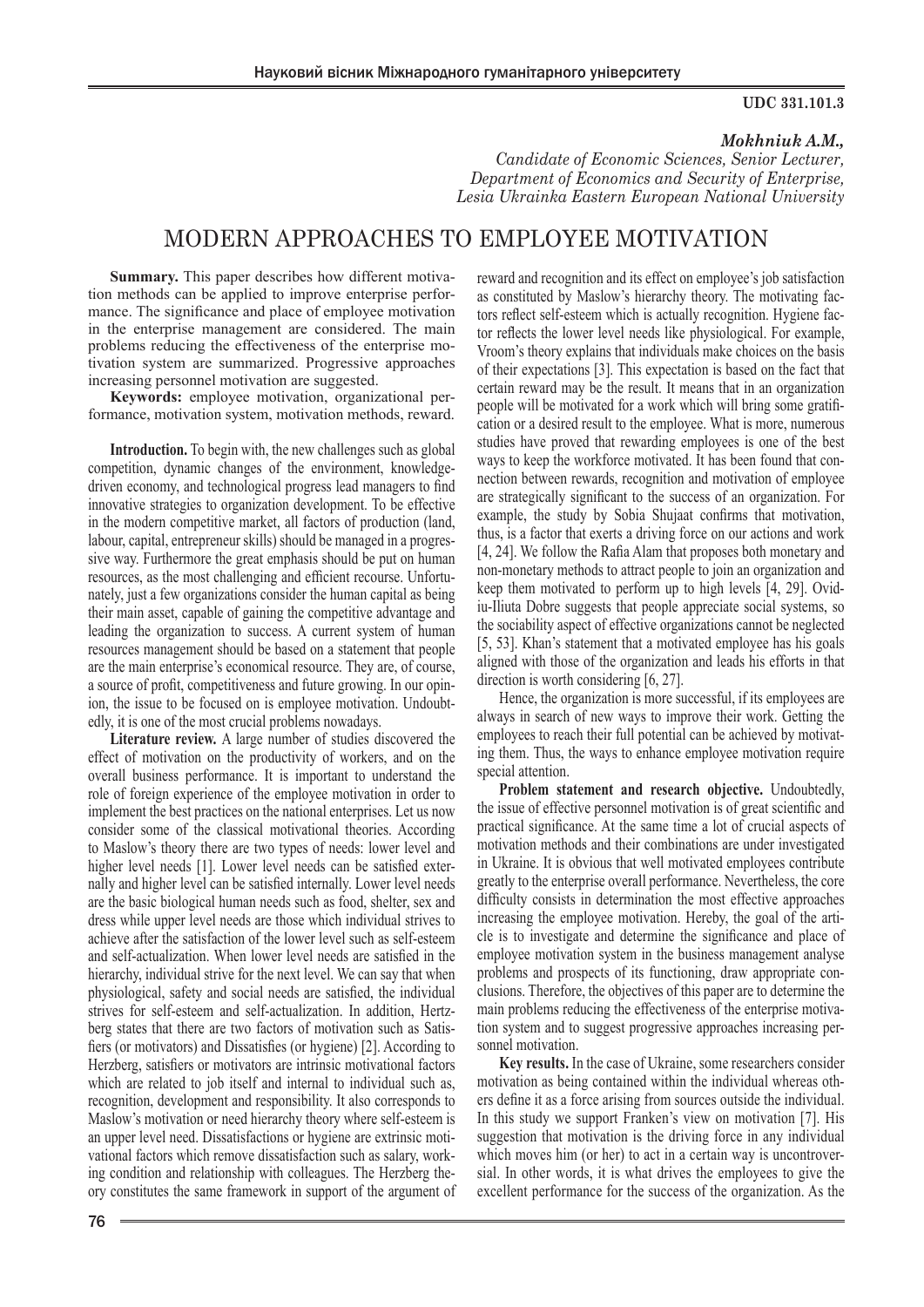UDC 331.101.3

***Mokhniuk A.M.,***
*Candidate of Economic Sciences, Senior Lecturer,*
*Department of Economics and Security of Enterprise,*
*Lesia Ukrainka Eastern European National University*

# MODERN APPROACHES TO EMPLOYEE MOTIVATION

**Summary.** This paper describes how different motivation methods can be applied to improve enterprise performance. The significance and place of employee motivation in the enterprise management are considered. The main problems reducing the effectiveness of the enterprise motivation system are summarized. Progressive approaches increasing personnel motivation are suggested.

**Keywords:** employee motivation, organizational performance, motivation system, motivation methods, reward.

**Introduction.** To begin with, the new challenges such as global competition, dynamic changes of the environment, knowledge-driven economy, and technological progress lead managers to find innovative strategies to organization development. To be effective in the modern competitive market, all factors of production (land, labour, capital, entrepreneur skills) should be managed in a progressive way. Furthermore the great emphasis should be put on human resources, as the most challenging and efficient recourse. Unfortunately, just a few organizations consider the human capital as being their main asset, capable of gaining the competitive advantage and leading the organization to success. A current system of human resources management should be based on a statement that people are the main enterprise's economical resource. They are, of course, a source of profit, competitiveness and future growing. In our opinion, the issue to be focused on is employee motivation. Undoubtedly, it is one of the most crucial problems nowadays.

**Literature review.** A large number of studies discovered the effect of motivation on the productivity of workers, and on the overall business performance. It is important to understand the role of foreign experience of the employee motivation in order to implement the best practices on the national enterprises. Let us now consider some of the classical motivational theories. According to Maslow's theory there are two types of needs: lower level and higher level needs [1]. Lower level needs can be satisfied externally and higher level can be satisfied internally. Lower level needs are the basic biological human needs such as food, shelter, sex and dress while upper level needs are those which individual strives to achieve after the satisfaction of the lower level such as self-esteem and self-actualization. When lower level needs are satisfied in the hierarchy, individual strive for the next level. We can say that when physiological, safety and social needs are satisfied, the individual strives for self-esteem and self-actualization. In addition, Hertzberg states that there are two factors of motivation such as Satisfiers (or motivators) and Dissatisfies (or hygiene) [2]. According to Herzberg, satisfiers or motivators are intrinsic motivational factors which are related to job itself and internal to individual such as, recognition, development and responsibility. It also corresponds to Maslow's motivation or need hierarchy theory where self-esteem is an upper level need. Dissatisfactions or hygiene are extrinsic motivational factors which remove dissatisfaction such as salary, working condition and relationship with colleagues. The Herzberg theory constitutes the same framework in support of the argument of reward and recognition and its effect on employee's job satisfaction as constituted by Maslow's hierarchy theory. The motivating factors reflect self-esteem which is actually recognition. Hygiene factor reflects the lower level needs like physiological. For example, Vroom's theory explains that individuals make choices on the basis of their expectations [3]. This expectation is based on the fact that certain reward may be the result. It means that in an organization people will be motivated for a work which will bring some gratification or a desired result to the employee. What is more, numerous studies have proved that rewarding employees is one of the best ways to keep the workforce motivated. It has been found that connection between rewards, recognition and motivation of employee are strategically significant to the success of an organization. For example, the study by Sobia Shujaat confirms that motivation, thus, is a factor that exerts a driving force on our actions and work [4, 24]. We follow the Rafia Alam that proposes both monetary and non-monetary methods to attract people to join an organization and keep them motivated to perform up to high levels [4, 29]. Ovidiu-Iliuta Dobre suggests that people appreciate social systems, so the sociability aspect of effective organizations cannot be neglected [5, 53]. Khan's statement that a motivated employee has his goals aligned with those of the organization and leads his efforts in that direction is worth considering [6, 27].

Hence, the organization is more successful, if its employees are always in search of new ways to improve their work. Getting the employees to reach their full potential can be achieved by motivating them. Thus, the ways to enhance employee motivation require special attention.

**Problem statement and research objective.** Undoubtedly, the issue of effective personnel motivation is of great scientific and practical significance. At the same time a lot of crucial aspects of motivation methods and their combinations are under investigated in Ukraine. It is obvious that well motivated employees contribute greatly to the enterprise overall performance. Nevertheless, the core difficulty consists in determination the most effective approaches increasing the employee motivation. Hereby, the goal of the article is to investigate and determine the significance and place of employee motivation system in the business management analyse problems and prospects of its functioning, draw appropriate conclusions. Therefore, the objectives of this paper are to determine the main problems reducing the effectiveness of the enterprise motivation system and to suggest progressive approaches increasing personnel motivation.

**Key results.** In the case of Ukraine, some researchers consider motivation as being contained within the individual whereas others define it as a force arising from sources outside the individual. In this study we support Franken's view on motivation [7]. His suggestion that motivation is the driving force in any individual which moves him (or her) to act in a certain way is uncontroversial. In other words, it is what drives the employees to give the excellent performance for the success of the organization. As the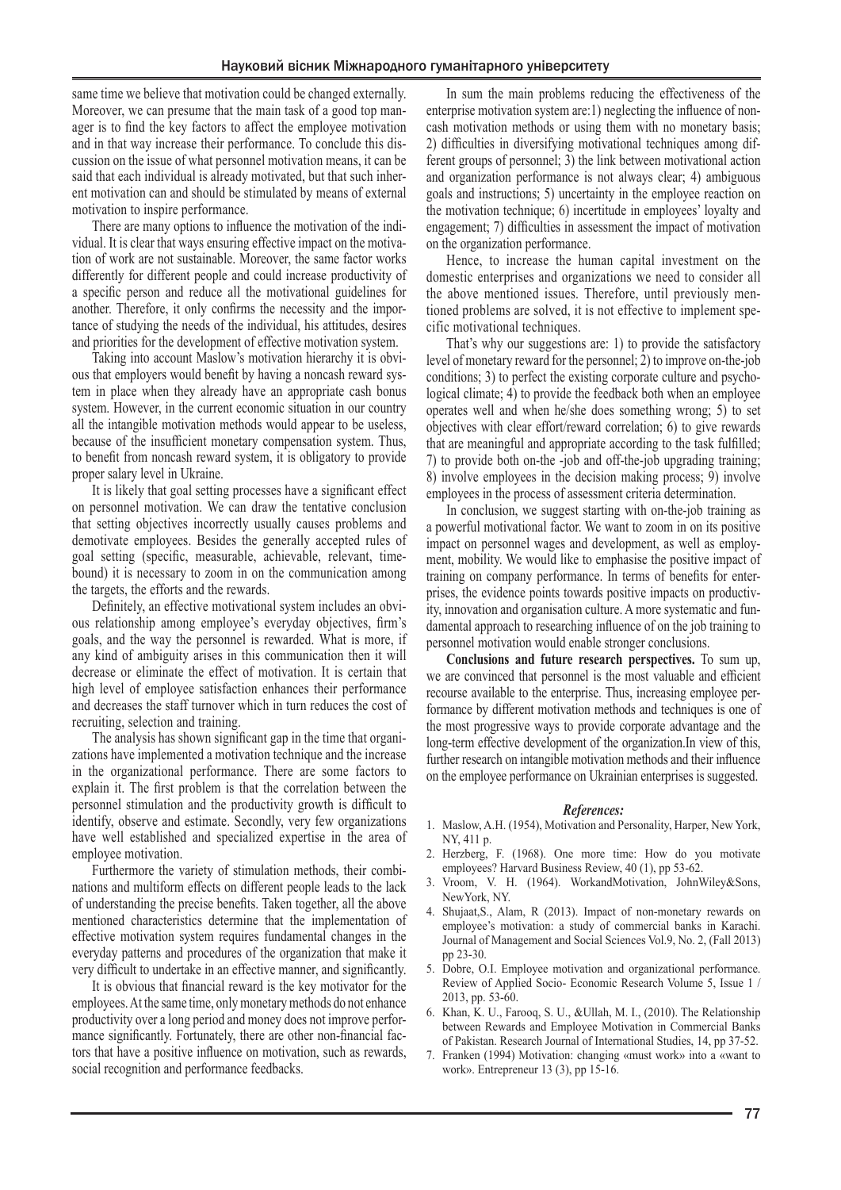same time we believe that motivation could be changed externally. Moreover, we can presume that the main task of a good top manager is to find the key factors to affect the employee motivation and in that way increase their performance. To conclude this discussion on the issue of what personnel motivation means, it can be said that each individual is already motivated, but that such inherent motivation can and should be stimulated by means of external motivation to inspire performance.

There are many options to influence the motivation of the individual. It is clear that ways ensuring effective impact on the motivation of work are not sustainable. Moreover, the same factor works differently for different people and could increase productivity of a specific person and reduce all the motivational guidelines for another. Therefore, it only confirms the necessity and the importance of studying the needs of the individual, his attitudes, desires and priorities for the development of effective motivation system.

Taking into account Maslow's motivation hierarchy it is obvious that employers would benefit by having a noncash reward system in place when they already have an appropriate cash bonus system. However, in the current economic situation in our country all the intangible motivation methods would appear to be useless, because of the insufficient monetary compensation system. Thus, to benefit from noncash reward system, it is obligatory to provide proper salary level in Ukraine.

It is likely that goal setting processes have a significant effect on personnel motivation. We can draw the tentative conclusion that setting objectives incorrectly usually causes problems and demotivate employees. Besides the generally accepted rules of goal setting (specific, measurable, achievable, relevant, time-bound) it is necessary to zoom in on the communication among the targets, the efforts and the rewards.

Definitely, an effective motivational system includes an obvious relationship among employee's everyday objectives, firm's goals, and the way the personnel is rewarded. What is more, if any kind of ambiguity arises in this communication then it will decrease or eliminate the effect of motivation. It is certain that high level of employee satisfaction enhances their performance and decreases the staff turnover which in turn reduces the cost of recruiting, selection and training.

The analysis has shown significant gap in the time that organizations have implemented a motivation technique and the increase in the organizational performance. There are some factors to explain it. The first problem is that the correlation between the personnel stimulation and the productivity growth is difficult to identify, observe and estimate. Secondly, very few organizations have well established and specialized expertise in the area of employee motivation.

Furthermore the variety of stimulation methods, their combinations and multiform effects on different people leads to the lack of understanding the precise benefits. Taken together, all the above mentioned characteristics determine that the implementation of effective motivation system requires fundamental changes in the everyday patterns and procedures of the organization that make it very difficult to undertake in an effective manner, and significantly.

It is obvious that financial reward is the key motivator for the employees. At the same time, only monetary methods do not enhance productivity over a long period and money does not improve performance significantly. Fortunately, there are other non-financial factors that have a positive influence on motivation, such as rewards, social recognition and performance feedbacks.

In sum the main problems reducing the effectiveness of the enterprise motivation system are:1) neglecting the influence of non-cash motivation methods or using them with no monetary basis; 2) difficulties in diversifying motivational techniques among different groups of personnel; 3) the link between motivational action and organization performance is not always clear; 4) ambiguous goals and instructions; 5) uncertainty in the employee reaction on the motivation technique; 6) incertitude in employees' loyalty and engagement; 7) difficulties in assessment the impact of motivation on the organization performance.

Hence, to increase the human capital investment on the domestic enterprises and organizations we need to consider all the above mentioned issues. Therefore, until previously mentioned problems are solved, it is not effective to implement specific motivational techniques.

That's why our suggestions are: 1) to provide the satisfactory level of monetary reward for the personnel; 2) to improve on-the-job conditions; 3) to perfect the existing corporate culture and psychological climate; 4) to provide the feedback both when an employee operates well and when he/she does something wrong; 5) to set objectives with clear effort/reward correlation; 6) to give rewards that are meaningful and appropriate according to the task fulfilled; 7) to provide both on-the -job and off-the-job upgrading training; 8) involve employees in the decision making process; 9) involve employees in the process of assessment criteria determination.

In conclusion, we suggest starting with on-the-job training as a powerful motivational factor. We want to zoom in on its positive impact on personnel wages and development, as well as employment, mobility. We would like to emphasise the positive impact of training on company performance. In terms of benefits for enterprises, the evidence points towards positive impacts on productivity, innovation and organisation culture. A more systematic and fundamental approach to researching influence of on the job training to personnel motivation would enable stronger conclusions.

**Conclusions and future research perspectives.** To sum up, we are convinced that personnel is the most valuable and efficient recourse available to the enterprise. Thus, increasing employee performance by different motivation methods and techniques is one of the most progressive ways to provide corporate advantage and the long-term effective development of the organization.In view of this, further research on intangible motivation methods and their influence on the employee performance on Ukrainian enterprises is suggested.

***References:***

1. Maslow, A.H. (1954), Motivation and Personality, Harper, New York, NY, 411 p.
2. Herzberg, F. (1968). One more time: How do you motivate employees? Harvard Business Review, 40 (1), pp 53-62.
3. Vroom, V. H. (1964). WorkandMotivation, JohnWiley&Sons, NewYork, NY.
4. Shujaat,S., Alam, R (2013). Impact of non-monetary rewards on employee's motivation: a study of commercial banks in Karachi. Journal of Management and Social Sciences Vol.9, No. 2, (Fall 2013) pp 23-30.
5. Dobre, O.I. Employee motivation and organizational performance. Review of Applied Socio- Economic Research Volume 5, Issue 1 / 2013, pp. 53-60.
6. Khan, K. U., Farooq, S. U., &Ullah, M. I., (2010). The Relationship between Rewards and Employee Motivation in Commercial Banks of Pakistan. Research Journal of International Studies, 14, pp 37-52.
7. Franken (1994) Motivation: changing «must work» into a «want to work». Entrepreneur 13 (3), pp 15-16.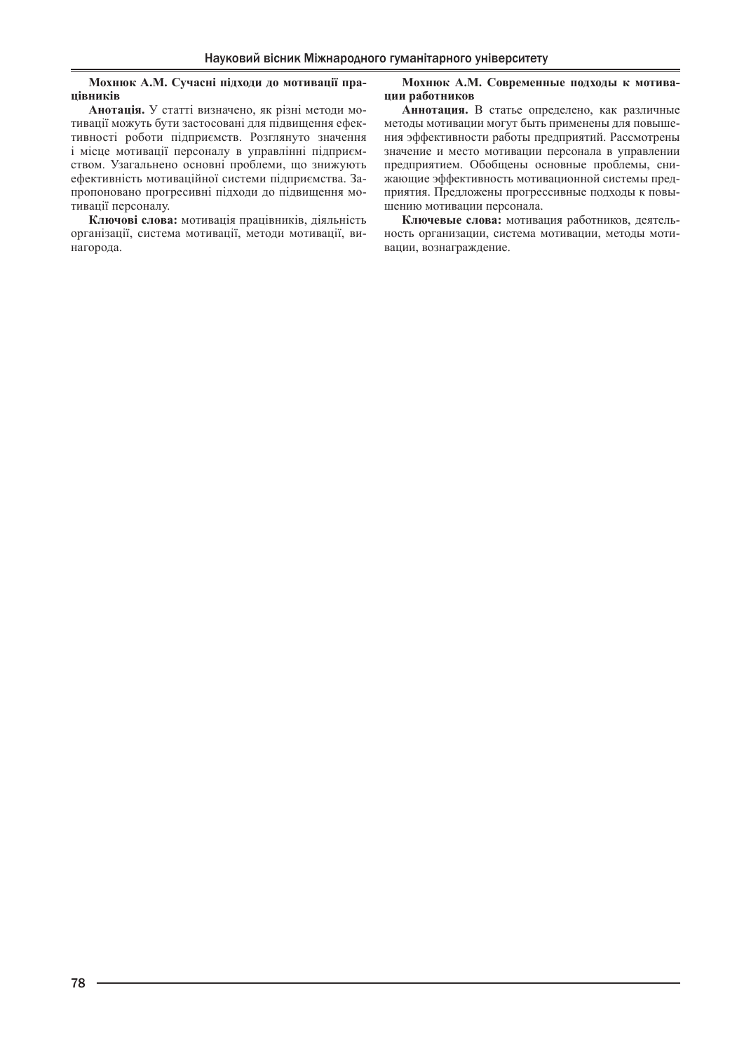**Мохнюк А.М. Сучасні підходи до мотивації працівників**

**Анотація.** У статті визначено, як різні методи мотивації можуть бути застосовані для підвищення ефективності роботи підприємств. Розглянуто значення і місце мотивації персоналу в управлінні підприємством. Узагальнено основні проблеми, що знижують ефективність мотиваційної системи підприємства. Запропоновано прогресивні підходи до підвищення мотивації персоналу.

**Ключові слова:** мотивація працівників, діяльність організації, система мотивації, методи мотивації, винагорода.

**Мохнюк А.М. Современные подходы к мотивации работников**

**Аннотация.** В статье определено, как различные методы мотивации могут быть применены для повышения эффективности работы предприятий. Рассмотрены значение и место мотивации персонала в управлении предприятием. Обобщены основные проблемы, снижающие эффективность мотивационной системы предприятия. Предложены прогрессивные подходы к повышению мотивации персонала.

**Ключевые слова:** мотивация работников, деятельность организации, система мотивации, методы мотивации, вознаграждение.